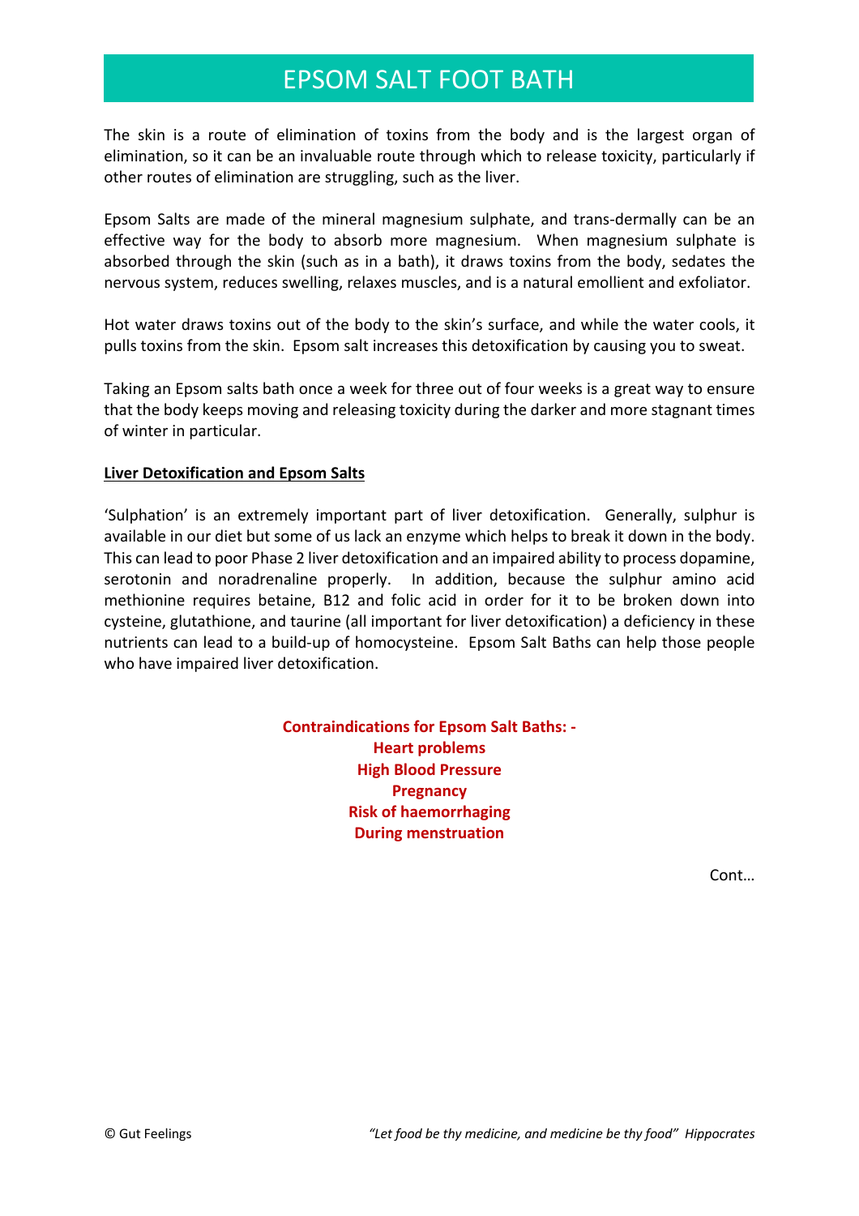# EPSOM SALT FOOT BATH

The skin is a route of elimination of toxins from the body and is the largest organ of elimination, so it can be an invaluable route through which to release toxicity, particularly if other routes of elimination are struggling, such as the liver.

Epsom Salts are made of the mineral magnesium sulphate, and trans-dermally can be an effective way for the body to absorb more magnesium. When magnesium sulphate is absorbed through the skin (such as in a bath), it draws toxins from the body, sedates the nervous system, reduces swelling, relaxes muscles, and is a natural emollient and exfoliator.

Hot water draws toxins out of the body to the skin's surface, and while the water cools, it pulls toxins from the skin. Epsom salt increases this detoxification by causing you to sweat.

Taking an Epsom salts bath once a week for three out of four weeks is a great way to ensure that the body keeps moving and releasing toxicity during the darker and more stagnant times of winter in particular.

**Liver Detoxification and Epsom Salts**

'Sulphation' is an extremely important part of liver detoxification. Generally, sulphur is available in our diet but some of us lack an enzyme which helps to break it down in the body. This can lead to poor Phase 2 liver detoxification and an impaired ability to process dopamine, serotonin and noradrenaline properly. In addition, because the sulphur amino acid methionine requires betaine, B12 and folic acid in order for it to be broken down into cysteine, glutathione, and taurine (all important for liver detoxification) a deficiency in these nutrients can lead to a build-up of homocysteine. Epsom Salt Baths can help those people who have impaired liver detoxification.

**Contraindications for Epsom Salt Baths: -**
**Heart problems**
**High Blood Pressure**
**Pregnancy**
**Risk of haemorrhaging**
**During menstruation**

Cont…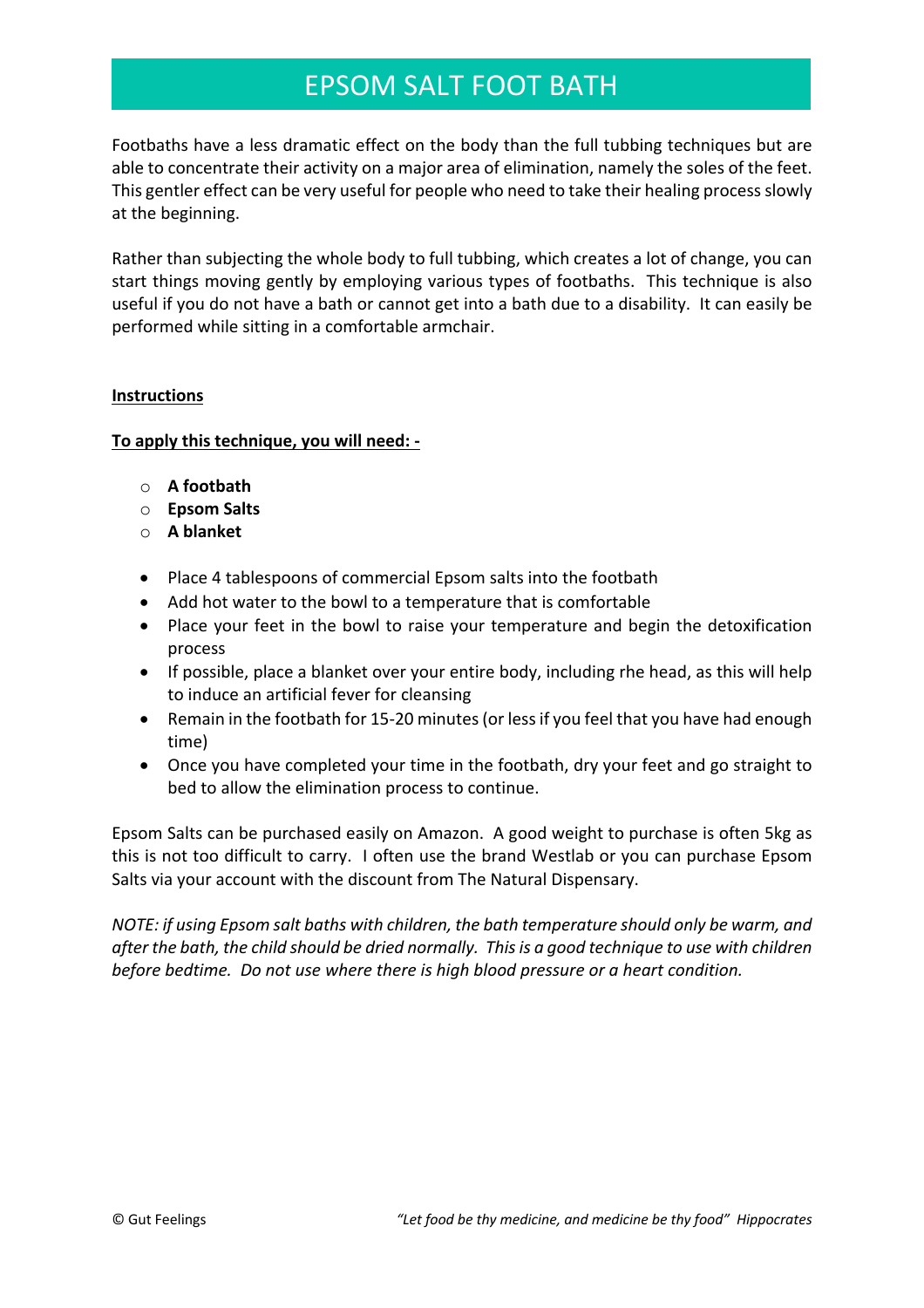# EPSOM SALT FOOT BATH

Footbaths have a less dramatic effect on the body than the full tubbing techniques but are able to concentrate their activity on a major area of elimination, namely the soles of the feet. This gentler effect can be very useful for people who need to take their healing process slowly at the beginning.

Rather than subjecting the whole body to full tubbing, which creates a lot of change, you can start things moving gently by employing various types of footbaths. This technique is also useful if you do not have a bath or cannot get into a bath due to a disability. It can easily be performed while sitting in a comfortable armchair.

**Instructions**

**To apply this technique, you will need: -**

- **A footbath**
- **Epsom Salts**
- **A blanket**

- Place 4 tablespoons of commercial Epsom salts into the footbath
- Add hot water to the bowl to a temperature that is comfortable
- Place your feet in the bowl to raise your temperature and begin the detoxification process
- If possible, place a blanket over your entire body, including rhe head, as this will help to induce an artificial fever for cleansing
- Remain in the footbath for 15-20 minutes (or less if you feel that you have had enough time)
- Once you have completed your time in the footbath, dry your feet and go straight to bed to allow the elimination process to continue.

Epsom Salts can be purchased easily on Amazon. A good weight to purchase is often 5kg as this is not too difficult to carry. I often use the brand Westlab or you can purchase Epsom Salts via your account with the discount from The Natural Dispensary.

*NOTE: if using Epsom salt baths with children, the bath temperature should only be warm, and after the bath, the child should be dried normally. This is a good technique to use with children before bedtime. Do not use where there is high blood pressure or a heart condition.*